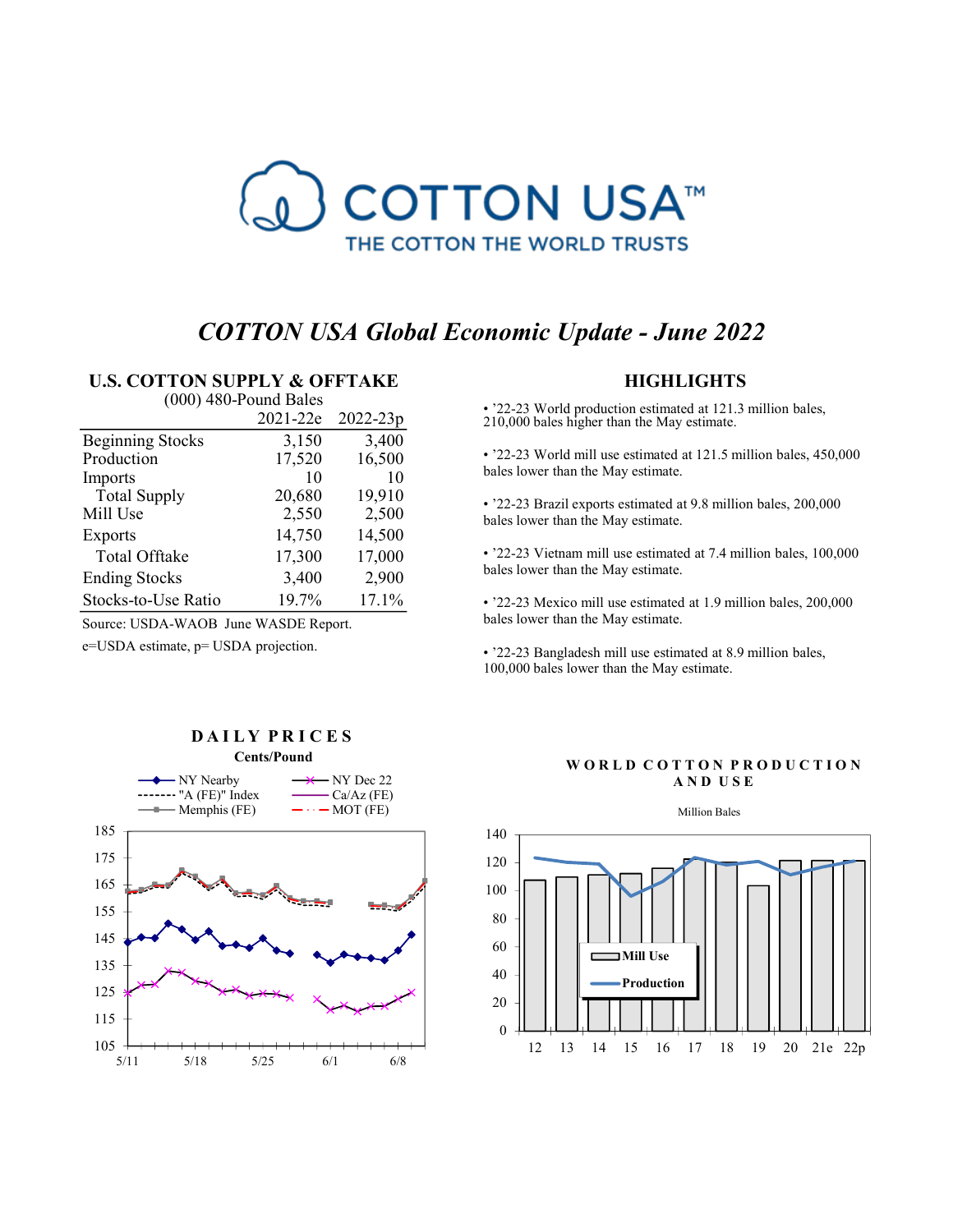# COTTON USA Global Economic Update - June 2022

## U.S. COTTON SUPPLY & OFFTAKE

(000) 480-Pound Bales

| | 2021-22e | 2022-23p |
|---|---|---|
| Beginning Stocks | 3,150 | 3,400 |
| Production | 17,520 | 16,500 |
| Imports | 10 | 10 |
| Total Supply | 20,680 | 19,910 |
| Mill Use | 2,550 | 2,500 |
| Exports | 14,750 | 14,500 |
| Total Offtake | 17,300 | 17,000 |
| Ending Stocks | 3,400 | 2,900 |
| Stocks-to-Use Ratio | 19.7% | 17.1% |

Source: USDA-WAOB June WASDE Report.

e=USDA estimate, p= USDA projection.

## HIGHLIGHTS

- '22-23 World production estimated at 121.3 million bales, 210,000 bales higher than the May estimate.
- '22-23 World mill use estimated at 121.5 million bales, 450,000 bales lower than the May estimate.
- '22-23 Brazil exports estimated at 9.8 million bales, 200,000 bales lower than the May estimate.
- '22-23 Vietnam mill use estimated at 7.4 million bales, 100,000 bales lower than the May estimate.
- '22-23 Mexico mill use estimated at 1.9 million bales, 200,000 bales lower than the May estimate.
- '22-23 Bangladesh mill use estimated at 8.9 million bales, 100,000 bales lower than the May estimate.

## DAILY PRICES

Cents/Pound

Legend: NY Nearby; NY Dec 22; "A (FE)" Index; Ca/Az (FE); Memphis (FE); MOT (FE)

## WORLD COTTON PRODUCTION AND USE

Million Bales

Legend: Mill Use; Production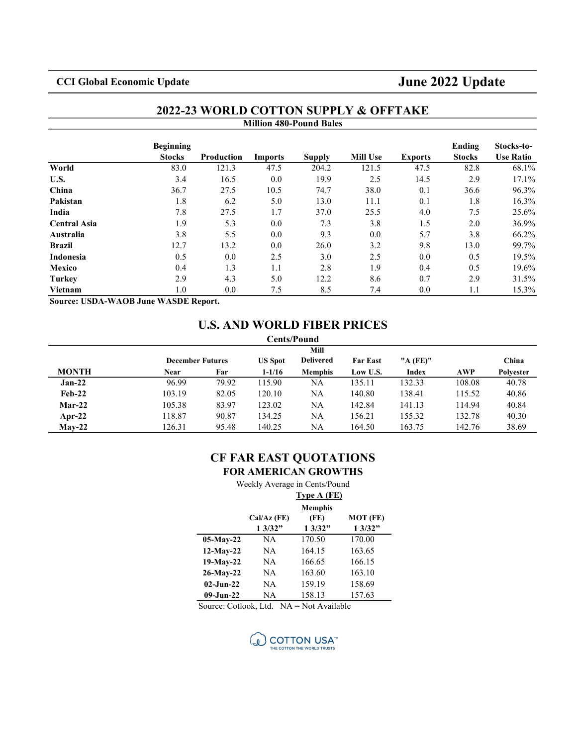**CCI Global Economic Update** **June 2022 Update**

## 2022-23 WORLD COTTON SUPPLY & OFFTAKE

**Million 480-Pound Bales**

| | Beginning Stocks | Production | Imports | Supply | Mill Use | Exports | Ending Stocks | Stocks-to-Use Ratio |
|---|---|---|---|---|---|---|---|---|
| **World** | 83.0 | 121.3 | 47.5 | 204.2 | 121.5 | 47.5 | 82.8 | 68.1% |
| **U.S.** | 3.4 | 16.5 | 0.0 | 19.9 | 2.5 | 14.5 | 2.9 | 17.1% |
| **China** | 36.7 | 27.5 | 10.5 | 74.7 | 38.0 | 0.1 | 36.6 | 96.3% |
| **Pakistan** | 1.8 | 6.2 | 5.0 | 13.0 | 11.1 | 0.1 | 1.8 | 16.3% |
| **India** | 7.8 | 27.5 | 1.7 | 37.0 | 25.5 | 4.0 | 7.5 | 25.6% |
| **Central Asia** | 1.9 | 5.3 | 0.0 | 7.3 | 3.8 | 1.5 | 2.0 | 36.9% |
| **Australia** | 3.8 | 5.5 | 0.0 | 9.3 | 0.0 | 5.7 | 3.8 | 66.2% |
| **Brazil** | 12.7 | 13.2 | 0.0 | 26.0 | 3.2 | 9.8 | 13.0 | 99.7% |
| **Indonesia** | 0.5 | 0.0 | 2.5 | 3.0 | 2.5 | 0.0 | 0.5 | 19.5% |
| **Mexico** | 0.4 | 1.3 | 1.1 | 2.8 | 1.9 | 0.4 | 0.5 | 19.6% |
| **Turkey** | 2.9 | 4.3 | 5.0 | 12.2 | 8.6 | 0.7 | 2.9 | 31.5% |
| **Vietnam** | 1.0 | 0.0 | 7.5 | 8.5 | 7.4 | 0.0 | 1.1 | 15.3% |

**Source: USDA-WAOB June WASDE Report.**

## U.S. AND WORLD FIBER PRICES

**Cents/Pound**

| MONTH | December Futures Near | December Futures Far | US Spot 1-1/16 | Mill Delivered Memphis | Far East Low U.S. | "A (FE)" Index | AWP | China Polyester |
|---|---|---|---|---|---|---|---|---|
| **Jan-22** | 96.99 | 79.92 | 115.90 | NA | 135.11 | 132.33 | 108.08 | 40.78 |
| **Feb-22** | 103.19 | 82.05 | 120.10 | NA | 140.80 | 138.41 | 115.52 | 40.86 |
| **Mar-22** | 105.38 | 83.97 | 123.02 | NA | 142.84 | 141.13 | 114.94 | 40.84 |
| **Apr-22** | 118.87 | 90.87 | 134.25 | NA | 156.21 | 155.32 | 132.78 | 40.30 |
| **May-22** | 126.31 | 95.48 | 140.25 | NA | 164.50 | 163.75 | 142.76 | 38.69 |

## CF FAR EAST QUOTATIONS
### FOR AMERICAN GROWTHS

Weekly Average in Cents/Pound

| | Type A (FE) | | |
|---|---|---|---|
| | Cal/Az (FE) 1 3/32" | Memphis (FE) 1 3/32" | MOT (FE) 1 3/32" |
| **05-May-22** | NA | 170.50 | 170.00 |
| **12-May-22** | NA | 164.15 | 163.65 |
| **19-May-22** | NA | 166.65 | 166.15 |
| **26-May-22** | NA | 163.60 | 163.10 |
| **02-Jun-22** | NA | 159.19 | 158.69 |
| **09-Jun-22** | NA | 158.13 | 157.63 |

Source: Cotlook, Ltd. NA = Not Available

COTTON USA™
THE COTTON THE WORLD TRUSTS